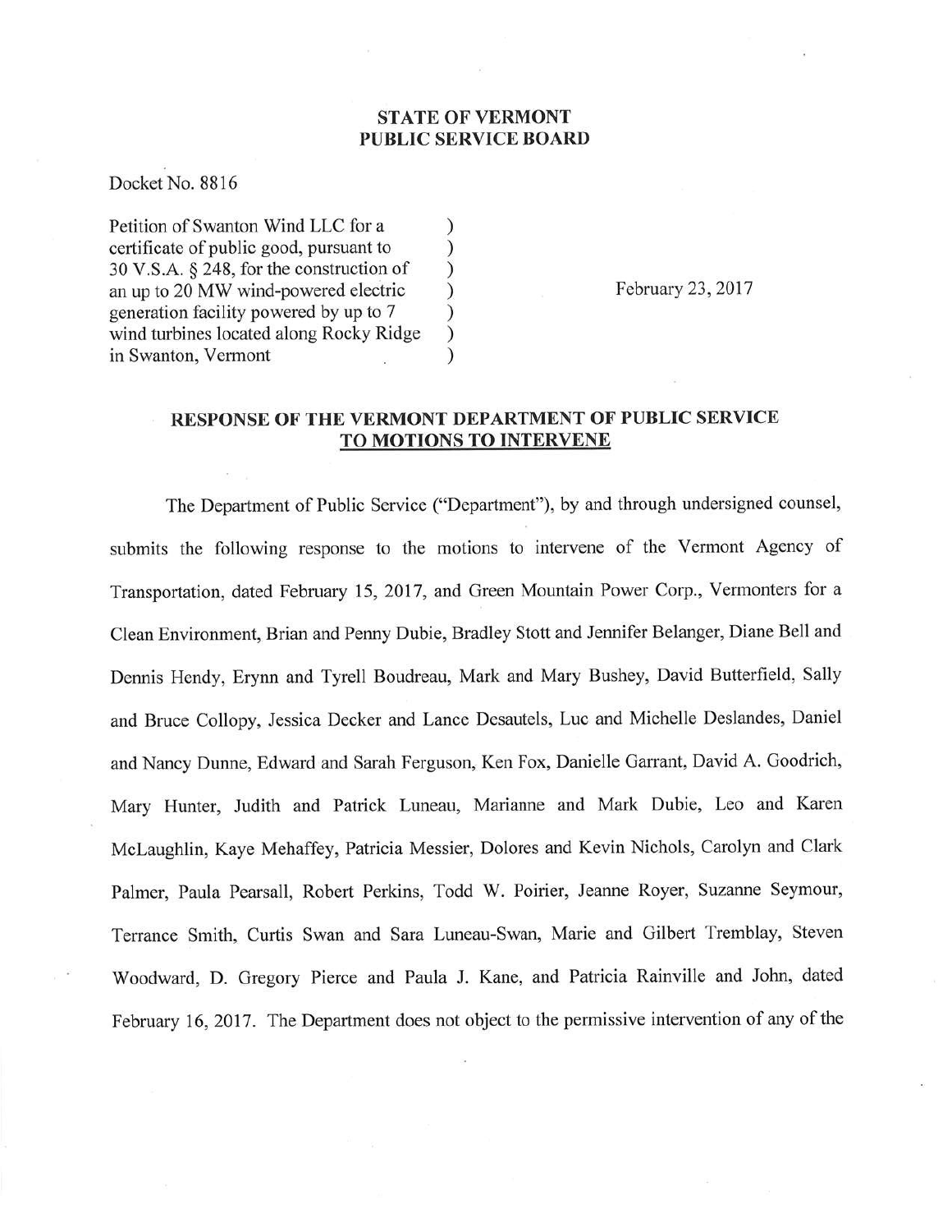**STATE OF VERMONT**
**PUBLIC SERVICE BOARD**

Docket No. 8816

Petition of Swanton Wind LLC for a certificate of public good, pursuant to 30 V.S.A. § 248, for the construction of an up to 20 MW wind-powered electric generation facility powered by up to 7 wind turbines located along Rocky Ridge in Swanton, Vermont )

February 23, 2017

## RESPONSE OF THE VERMONT DEPARTMENT OF PUBLIC SERVICE TO MOTIONS TO INTERVENE

The Department of Public Service ("Department"), by and through undersigned counsel, submits the following response to the motions to intervene of the Vermont Agency of Transportation, dated February 15, 2017, and Green Mountain Power Corp., Vermonters for a Clean Environment, Brian and Penny Dubie, Bradley Stott and Jennifer Belanger, Diane Bell and Dennis Hendy, Erynn and Tyrell Boudreau, Mark and Mary Bushey, David Butterfield, Sally and Bruce Collopy, Jessica Decker and Lance Desautels, Luc and Michelle Deslandes, Daniel and Nancy Dunne, Edward and Sarah Ferguson, Ken Fox, Danielle Garrant, David A. Goodrich, Mary Hunter, Judith and Patrick Luneau, Marianne and Mark Dubie, Leo and Karen McLaughlin, Kaye Mehaffey, Patricia Messier, Dolores and Kevin Nichols, Carolyn and Clark Palmer, Paula Pearsall, Robert Perkins, Todd W. Poirier, Jeanne Royer, Suzanne Seymour, Terrance Smith, Curtis Swan and Sara Luneau-Swan, Marie and Gilbert Tremblay, Steven Woodward, D. Gregory Pierce and Paula J. Kane, and Patricia Rainville and John, dated February 16, 2017. The Department does not object to the permissive intervention of any of the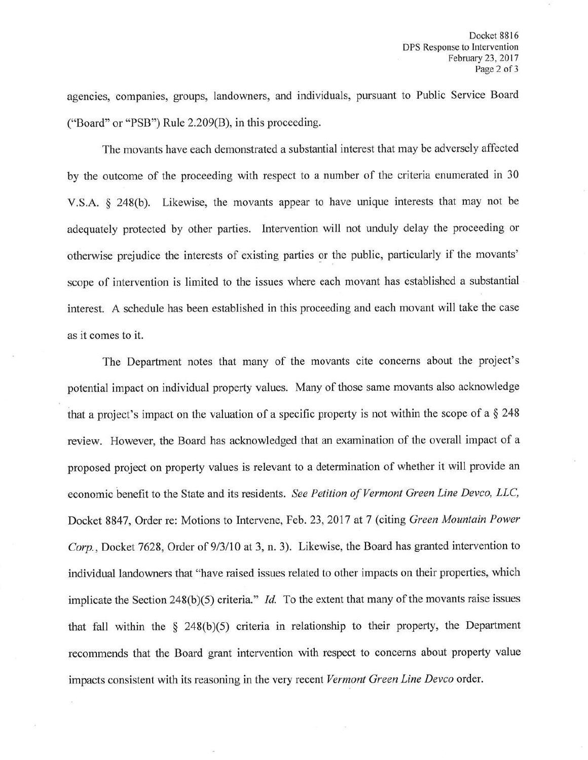agencies, companies, groups, landowners, and individuals, pursuant to Public Service Board ("Board" or "PSB") Rule 2.209(B), in this proceeding.

The movants have each demonstrated a substantial interest that may be adversely affected by the outcome of the proceeding with respect to a number of the criteria enumerated in 30 V.S.A. § 248(b). Likewise, the movants appear to have unique interests that may not be adequately protected by other parties. Intervention will not unduly delay the proceeding or otherwise prejudice the interests of existing parties or the public, particularly if the movants' scope of intervention is limited to the issues where each movant has established a substantial interest. A schedule has been established in this proceeding and each movant will take the case as it comes to it.

The Department notes that many of the movants cite concerns about the project's potential impact on individual property values. Many of those same movants also acknowledge that a project's impact on the valuation of a specific property is not within the scope of a § 248 review. However, the Board has acknowledged that an examination of the overall impact of a proposed project on property values is relevant to a determination of whether it will provide an economic benefit to the State and its residents. *See Petition of Vermont Green Line Devco, LLC*, Docket 8847, Order re: Motions to Intervene, Feb. 23, 2017 at 7 (citing *Green Mountain Power Corp.*, Docket 7628, Order of 9/3/10 at 3, n. 3). Likewise, the Board has granted intervention to individual landowners that "have raised issues related to other impacts on their properties, which implicate the Section 248(b)(5) criteria." *Id.* To the extent that many of the movants raise issues that fall within the § 248(b)(5) criteria in relationship to their property, the Department recommends that the Board grant intervention with respect to concerns about property value impacts consistent with its reasoning in the very recent *Vermont Green Line Devco* order.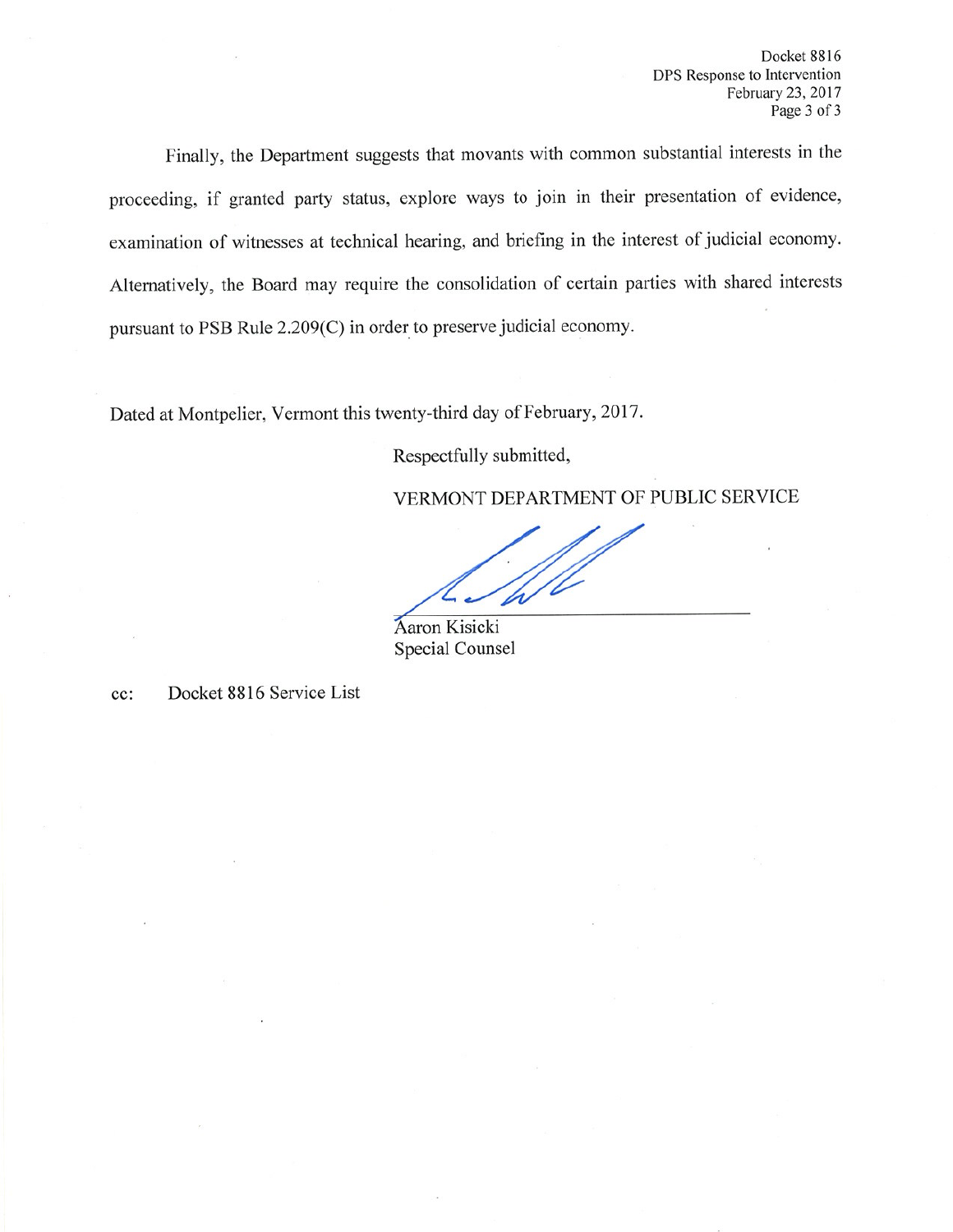Finally, the Department suggests that movants with common substantial interests in the proceeding, if granted party status, explore ways to join in their presentation of evidence, examination of witnesses at technical hearing, and briefing in the interest of judicial economy. Alternatively, the Board may require the consolidation of certain parties with shared interests pursuant to PSB Rule 2.209(C) in order to preserve judicial economy.

Dated at Montpelier, Vermont this twenty-third day of February, 2017.

Respectfully submitted,

VERMONT DEPARTMENT OF PUBLIC SERVICE

Aaron Kisicki
Special Counsel

cc: Docket 8816 Service List